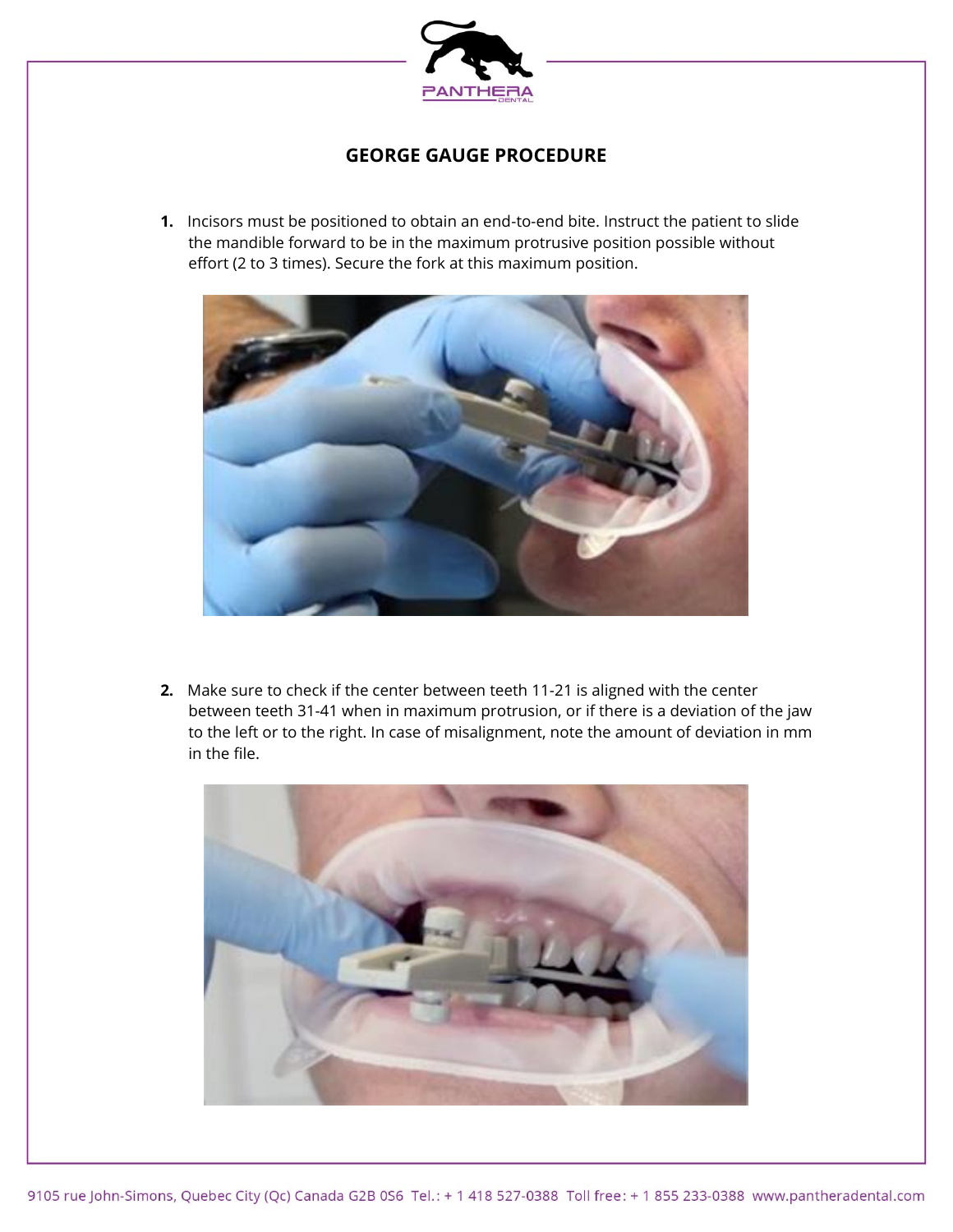## GEORGE GAUGE PROCEDURE

1. Incisors must be positioned to obtain an end-to-end bite. Instruct the patient to slide the mandible forward to be in the maximum protrusive position possible without effort (2 to 3 times). Secure the fork at this maximum position.

2. Make sure to check if the center between teeth 11-21 is aligned with the center between teeth 31-41 when in maximum protrusion, or if there is a deviation of the jaw to the left or to the right. In case of misalignment, note the amount of deviation in mm in the file.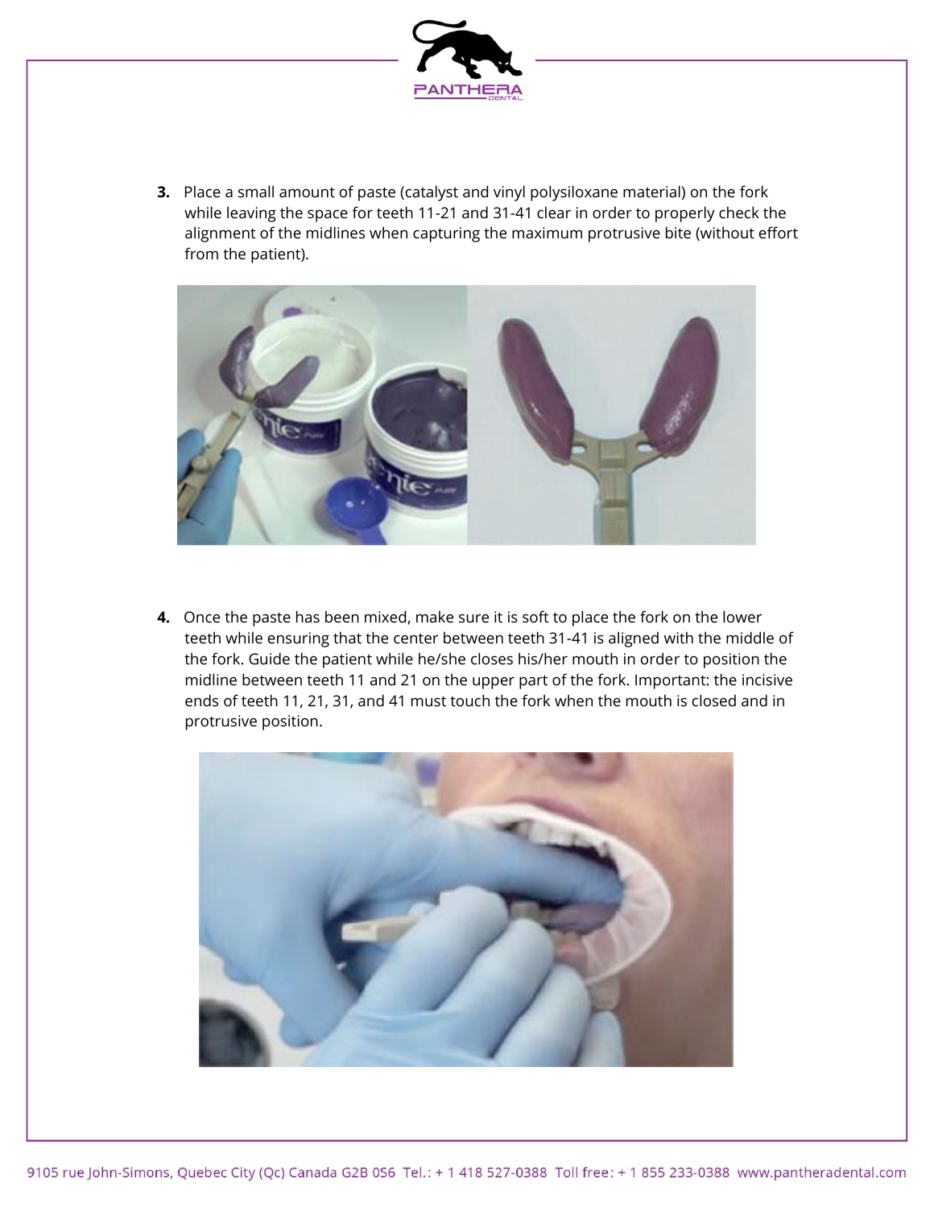3. Place a small amount of paste (catalyst and vinyl polysiloxane material) on the fork while leaving the space for teeth 11-21 and 31-41 clear in order to properly check the alignment of the midlines when capturing the maximum protrusive bite (without effort from the patient).

4. Once the paste has been mixed, make sure it is soft to place the fork on the lower teeth while ensuring that the center between teeth 31-41 is aligned with the middle of the fork. Guide the patient while he/she closes his/her mouth in order to position the midline between teeth 11 and 21 on the upper part of the fork. Important: the incisive ends of teeth 11, 21, 31, and 41 must touch the fork when the mouth is closed and in protrusive position.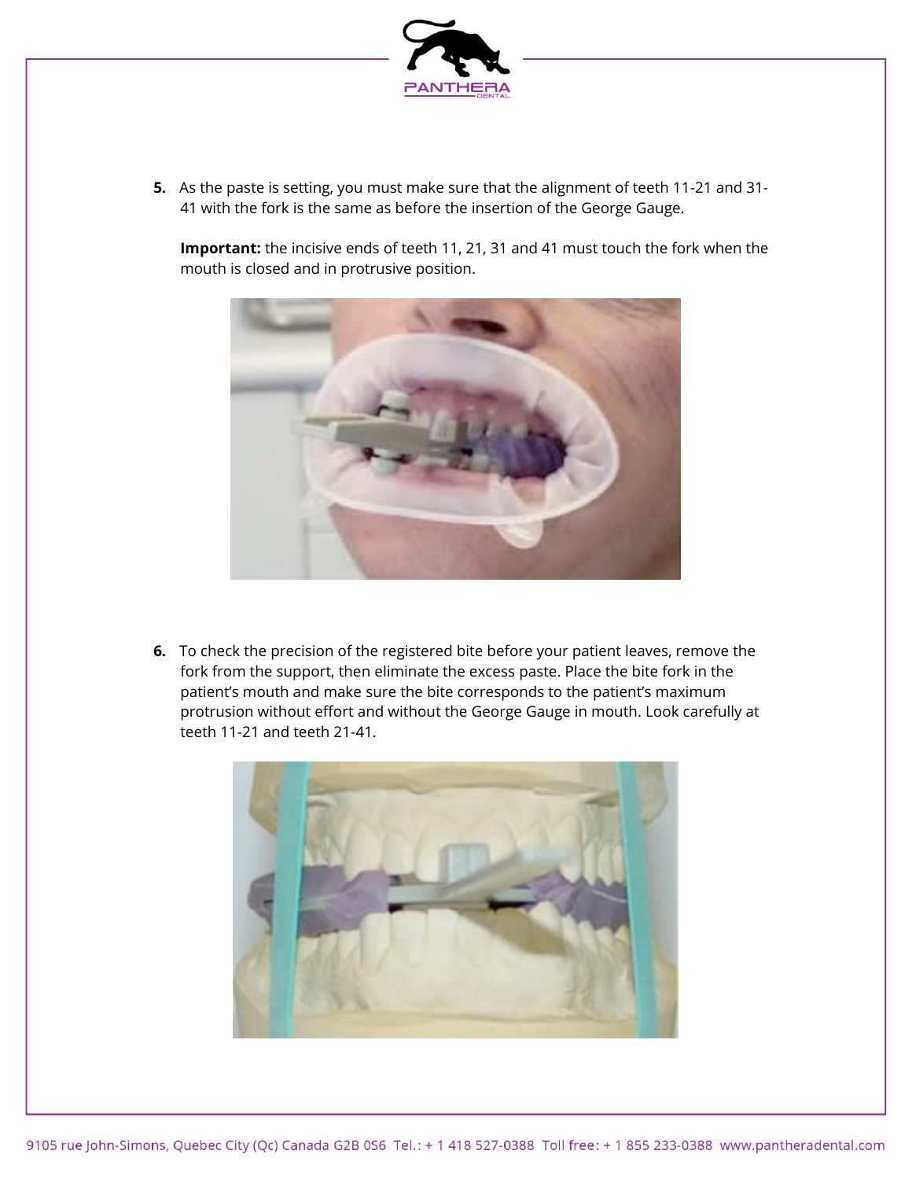5. As the paste is setting, you must make sure that the alignment of teeth 11-21 and 31-41 with the fork is the same as before the insertion of the George Gauge.

   **Important:** the incisive ends of teeth 11, 21, 31 and 41 must touch the fork when the mouth is closed and in protrusive position.

6. To check the precision of the registered bite before your patient leaves, remove the fork from the support, then eliminate the excess paste. Place the bite fork in the patient's mouth and make sure the bite corresponds to the patient's maximum protrusion without effort and without the George Gauge in mouth. Look carefully at teeth 11-21 and teeth 21-41.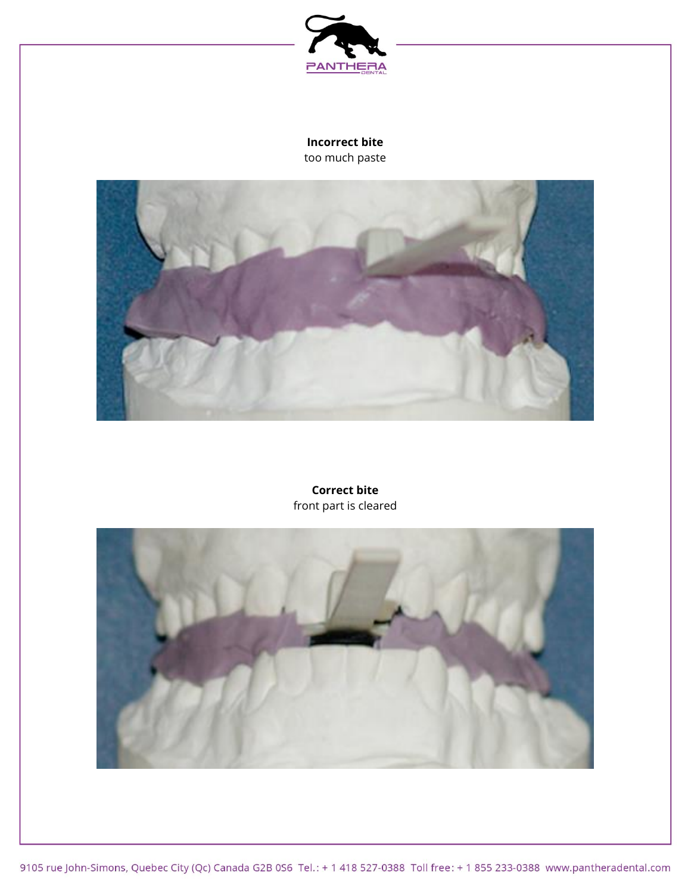**Incorrect bite**
too much paste

**Correct bite**
front part is cleared